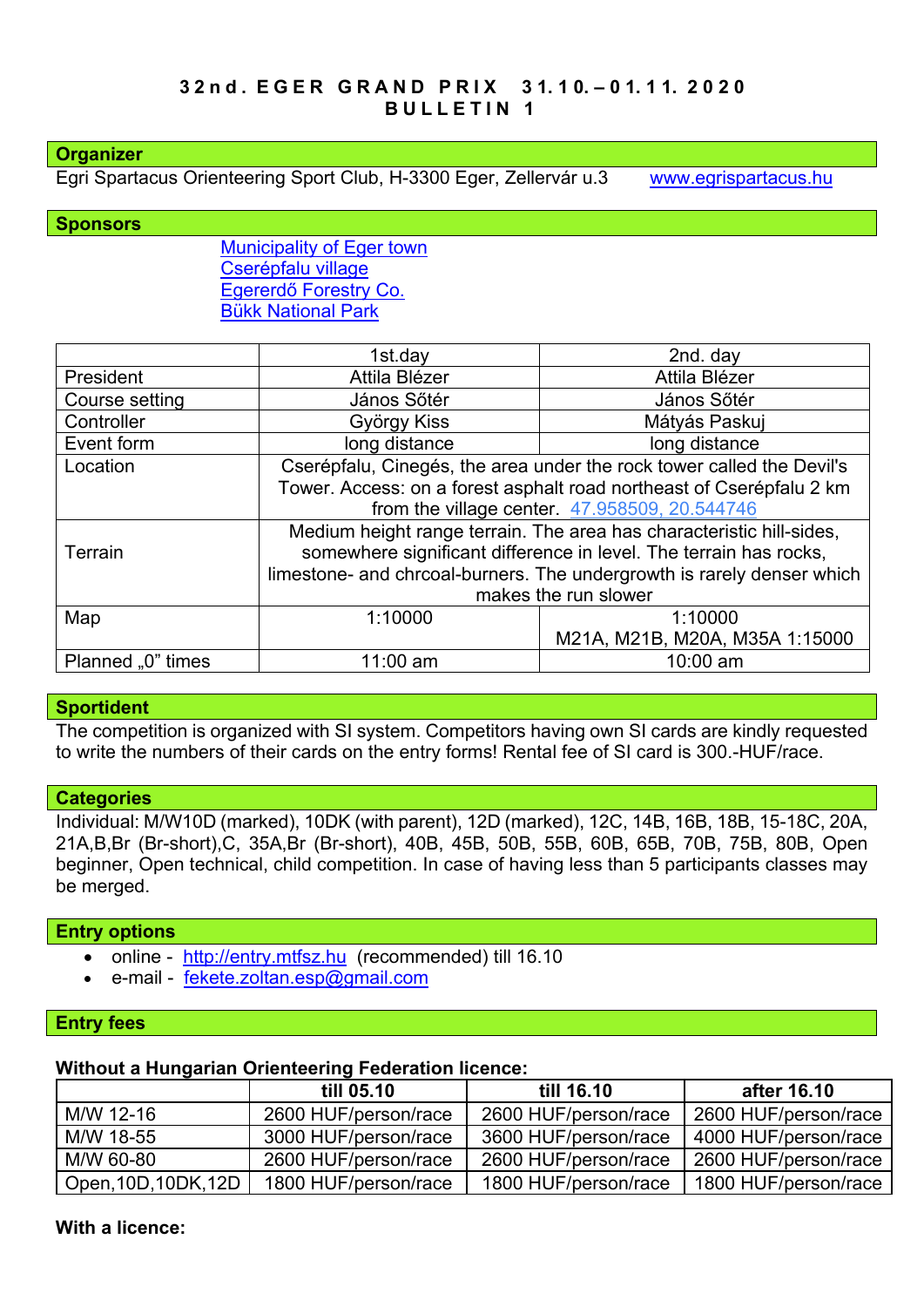# 32nd. EGER GRAND PRIX 31.10.–01.11. 2020
# BULLETIN 1

## Organizer

Egri Spartacus Orienteering Sport Club, H-3300 Eger, Zellervár u.3 [www.egrispartacus.hu](http://www.egrispartacus.hu)

## Sponsors

[Municipality of Eger town]()
[Cserépfalu village]()
[Egererdő Forestry Co.]()
[Bükk National Park]()

| | 1st.day | 2nd. day |
|---|---|---|
| President | Attila Blézer | Attila Blézer |
| Course setting | János Sőtér | János Sőtér |
| Controller | György Kiss | Mátyás Paskuj |
| Event form | long distance | long distance |
| Location | Cserépfalu, Cinegés, the area under the rock tower called the Devil's Tower. Access: on a forest asphalt road northeast of Cserépfalu 2 km from the village center. [47.958509, 20.544746]() | |
| Terrain | Medium height range terrain. The area has characteristic hill-sides, somewhere significant difference in level. The terrain has rocks, limestone- and chrcoal-burners. The undergrowth is rarely denser which makes the run slower | |
| Map | 1:10000 | 1:10000<br>M21A, M21B, M20A, M35A 1:15000 |
| Planned „0" times | 11:00 am | 10:00 am |

## Sportident

The competition is organized with SI system. Competitors having own SI cards are kindly requested to write the numbers of their cards on the entry forms! Rental fee of SI card is 300.-HUF/race.

## Categories

Individual: M/W10D (marked), 10DK (with parent), 12D (marked), 12C, 14B, 16B, 18B, 15-18C, 20A, 21A,B,Br (Br-short),C, 35A,Br (Br-short), 40B, 45B, 50B, 55B, 60B, 65B, 70B, 75B, 80B, Open beginner, Open technical, child competition. In case of having less than 5 participants classes may be merged.

## Entry options

- online - [http://entry.mtfsz.hu](http://entry.mtfsz.hu) (recommended) till 16.10
- e-mail - [fekete.zoltan.esp@gmail.com](mailto:fekete.zoltan.esp@gmail.com)

## Entry fees

**Without a Hungarian Orienteering Federation licence:**

| | till 05.10 | till 16.10 | after 16.10 |
|---|---|---|---|
| M/W 12-16 | 2600 HUF/person/race | 2600 HUF/person/race | 2600 HUF/person/race |
| M/W 18-55 | 3000 HUF/person/race | 3600 HUF/person/race | 4000 HUF/person/race |
| M/W 60-80 | 2600 HUF/person/race | 2600 HUF/person/race | 2600 HUF/person/race |
| Open,10D,10DK,12D | 1800 HUF/person/race | 1800 HUF/person/race | 1800 HUF/person/race |

**With a licence:**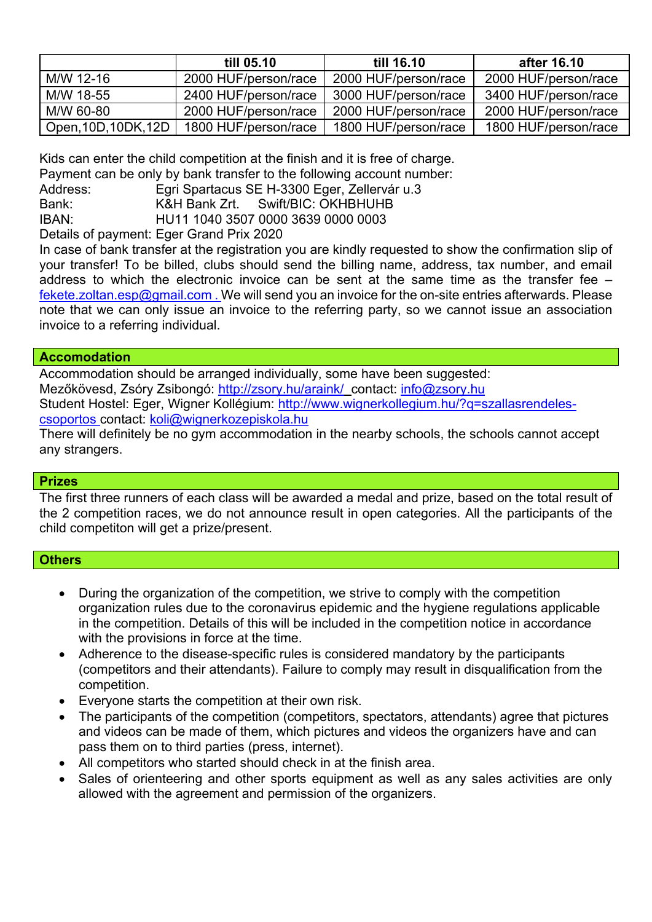| | till 05.10 | till 16.10 | after 16.10 |
|---|---|---|---|
| M/W 12-16 | 2000 HUF/person/race | 2000 HUF/person/race | 2000 HUF/person/race |
| M/W 18-55 | 2400 HUF/person/race | 3000 HUF/person/race | 3400 HUF/person/race |
| M/W 60-80 | 2000 HUF/person/race | 2000 HUF/person/race | 2000 HUF/person/race |
| Open,10D,10DK,12D | 1800 HUF/person/race | 1800 HUF/person/race | 1800 HUF/person/race |

Kids can enter the child competition at the finish and it is free of charge.
Payment can be only by bank transfer to the following account number:
Address: Egri Spartacus SE H-3300 Eger, Zellervár u.3
Bank: K&H Bank Zrt. Swift/BIC: OKHBHUHB
IBAN: HU11 1040 3507 0000 3639 0000 0003
Details of payment: Eger Grand Prix 2020
In case of bank transfer at the registration you are kindly requested to show the confirmation slip of your transfer! To be billed, clubs should send the billing name, address, tax number, and email address to which the electronic invoice can be sent at the same time as the transfer fee – fekete.zoltan.esp@gmail.com . We will send you an invoice for the on-site entries afterwards. Please note that we can only issue an invoice to the referring party, so we cannot issue an association invoice to a referring individual.

## Accomodation

Accommodation should be arranged individually, some have been suggested:
Mezőkövesd, Zsóry Zsibongó: http://zsory.hu/araink/ contact: info@zsory.hu
Student Hostel: Eger, Wigner Kollégium: http://www.wignerkollegium.hu/?q=szallasrendeles-csoportos contact: koli@wignerkozepiskola.hu
There will definitely be no gym accommodation in the nearby schools, the schools cannot accept any strangers.

## Prizes

The first three runners of each class will be awarded a medal and prize, based on the total result of the 2 competition races, we do not announce result in open categories. All the participants of the child competiton will get a prize/present.

## Others

- During the organization of the competition, we strive to comply with the competition organization rules due to the coronavirus epidemic and the hygiene regulations applicable in the competition. Details of this will be included in the competition notice in accordance with the provisions in force at the time.
- Adherence to the disease-specific rules is considered mandatory by the participants (competitors and their attendants). Failure to comply may result in disqualification from the competition.
- Everyone starts the competition at their own risk.
- The participants of the competition (competitors, spectators, attendants) agree that pictures and videos can be made of them, which pictures and videos the organizers have and can pass them on to third parties (press, internet).
- All competitors who started should check in at the finish area.
- Sales of orienteering and other sports equipment as well as any sales activities are only allowed with the agreement and permission of the organizers.